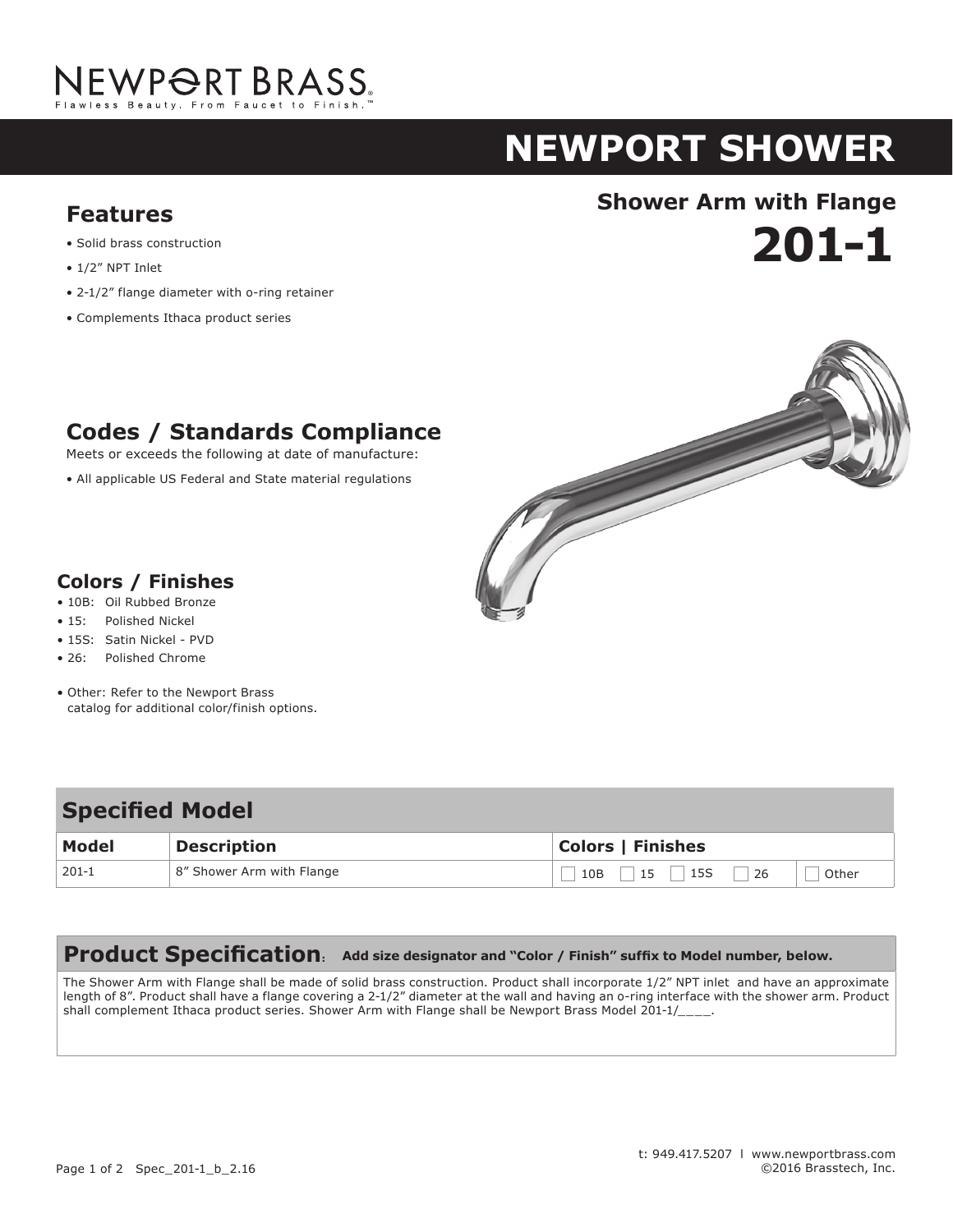NEWPORT BRASS
Flawless Beauty. From Faucet to Finish.™

# NEWPORT SHOWER

## Shower Arm with Flange

# 201-1

## Features

- Solid brass construction
- 1/2" NPT Inlet
- 2-1/2" flange diameter with o-ring retainer
- Complements Ithaca product series

## Codes / Standards Compliance

Meets or exceeds the following at date of manufacture:

- All applicable US Federal and State material regulations

## Colors / Finishes

- 10B: Oil Rubbed Bronze
- 15: Polished Nickel
- 15S: Satin Nickel - PVD
- 26: Polished Chrome
- Other: Refer to the Newport Brass catalog for additional color/finish options.

## Specified Model

| Model | Description | Colors \| Finishes |
|---|---|---|
| 201-1 | 8" Shower Arm with Flange | ☐ 10B ☐ 15 ☐ 15S ☐ 26 ☐ Other |

## Product Specification: **Add size designator and "Color / Finish" suffix to Model number, below.**

The Shower Arm with Flange shall be made of solid brass construction. Product shall incorporate 1/2" NPT inlet and have an approximate length of 8". Product shall have a flange covering a 2-1/2" diameter at the wall and having an o-ring interface with the shower arm. Product shall complement Ithaca product series. Shower Arm with Flange shall be Newport Brass Model 201-1/____.

t: 949.417.5207 l www.newportbrass.com
©2016 Brasstech, Inc.

Spec_201-1_b_2.16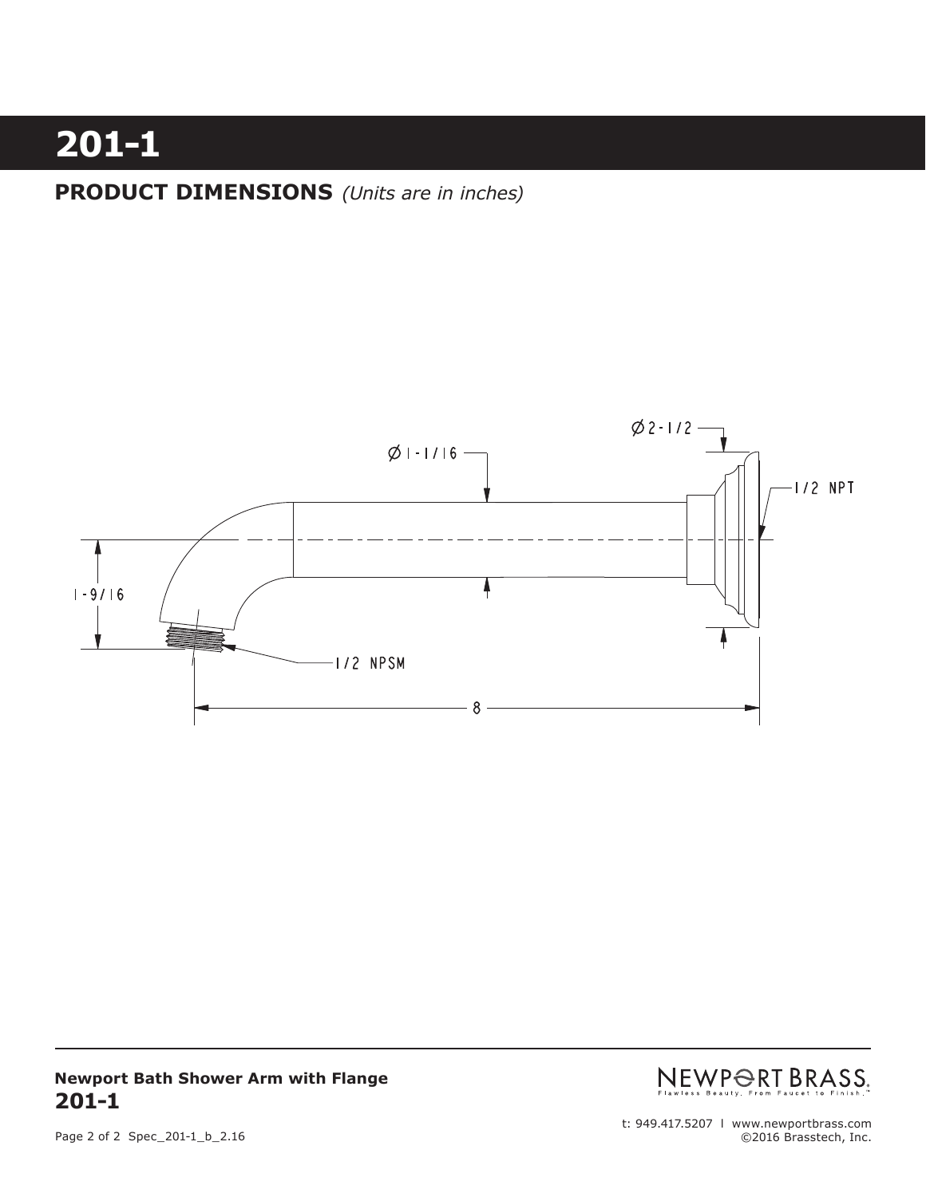# 201-1

## **PRODUCT DIMENSIONS** *(Units are in inches)*

Ø 2-1/2

Ø 1-1/16

1/2 NPT

1-9/16

1/2 NPSM

8

**Newport Bath Shower Arm with Flange**
**201-1**

Page 2 of 2 Spec_201-1_b_2.16

NEWPORT BRASS
Flawless Beauty. From Faucet to Finish.™

t: 949.417.5207 l www.newportbrass.com
©2016 Brasstech, Inc.